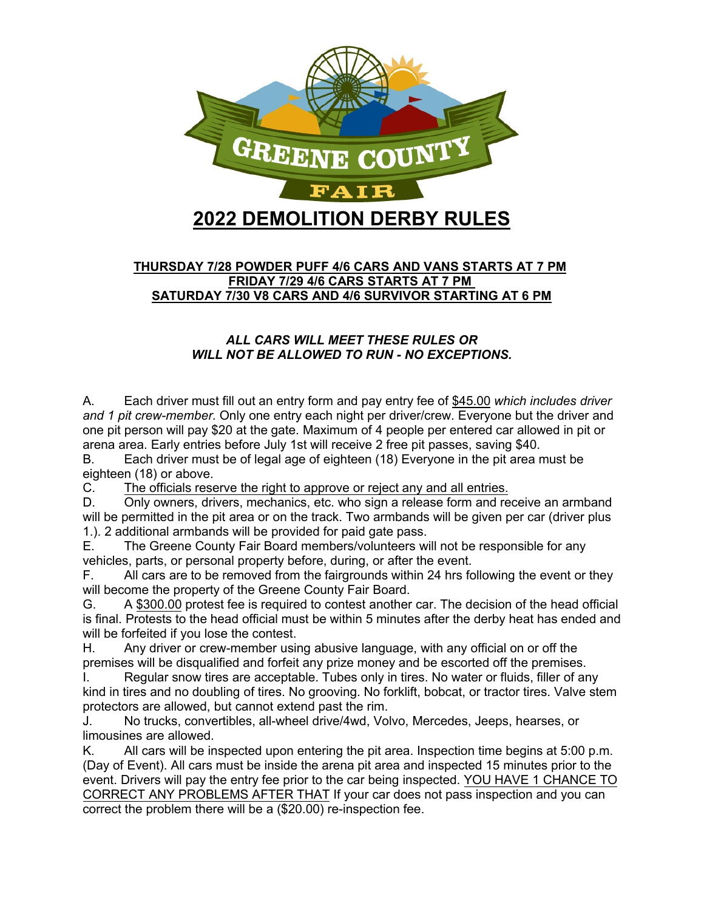GREENE COUNTY FAIR

# 2022 DEMOLITION DERBY RULES

**THURSDAY 7/28 POWDER PUFF 4/6 CARS AND VANS STARTS AT 7 PM**
**FRIDAY 7/29 4/6 CARS STARTS AT 7 PM**
**SATURDAY 7/30 V8 CARS AND 4/6 SURVIVOR STARTING AT 6 PM**

***ALL CARS WILL MEET THESE RULES OR WILL NOT BE ALLOWED TO RUN - NO EXCEPTIONS.***

A. Each driver must fill out an entry form and pay entry fee of $45.00 *which includes driver and 1 pit crew-member.* Only one entry each night per driver/crew. Everyone but the driver and one pit person will pay $20 at the gate. Maximum of 4 people per entered car allowed in pit or arena area. Early entries before July 1st will receive 2 free pit passes, saving $40.

B. Each driver must be of legal age of eighteen (18) Everyone in the pit area must be eighteen (18) or above.

C. The officials reserve the right to approve or reject any and all entries.

D. Only owners, drivers, mechanics, etc. who sign a release form and receive an armband will be permitted in the pit area or on the track. Two armbands will be given per car (driver plus 1.). 2 additional armbands will be provided for paid gate pass.

E. The Greene County Fair Board members/volunteers will not be responsible for any vehicles, parts, or personal property before, during, or after the event.

F. All cars are to be removed from the fairgrounds within 24 hrs following the event or they will become the property of the Greene County Fair Board.

G. A $300.00 protest fee is required to contest another car. The decision of the head official is final. Protests to the head official must be within 5 minutes after the derby heat has ended and will be forfeited if you lose the contest.

H. Any driver or crew-member using abusive language, with any official on or off the premises will be disqualified and forfeit any prize money and be escorted off the premises.

I. Regular snow tires are acceptable. Tubes only in tires. No water or fluids, filler of any kind in tires and no doubling of tires. No grooving. No forklift, bobcat, or tractor tires. Valve stem protectors are allowed, but cannot extend past the rim.

J. No trucks, convertibles, all-wheel drive/4wd, Volvo, Mercedes, Jeeps, hearses, or limousines are allowed.

K. All cars will be inspected upon entering the pit area. Inspection time begins at 5:00 p.m. (Day of Event). All cars must be inside the arena pit area and inspected 15 minutes prior to the event. Drivers will pay the entry fee prior to the car being inspected. YOU HAVE 1 CHANCE TO CORRECT ANY PROBLEMS AFTER THAT If your car does not pass inspection and you can correct the problem there will be a ($20.00) re-inspection fee.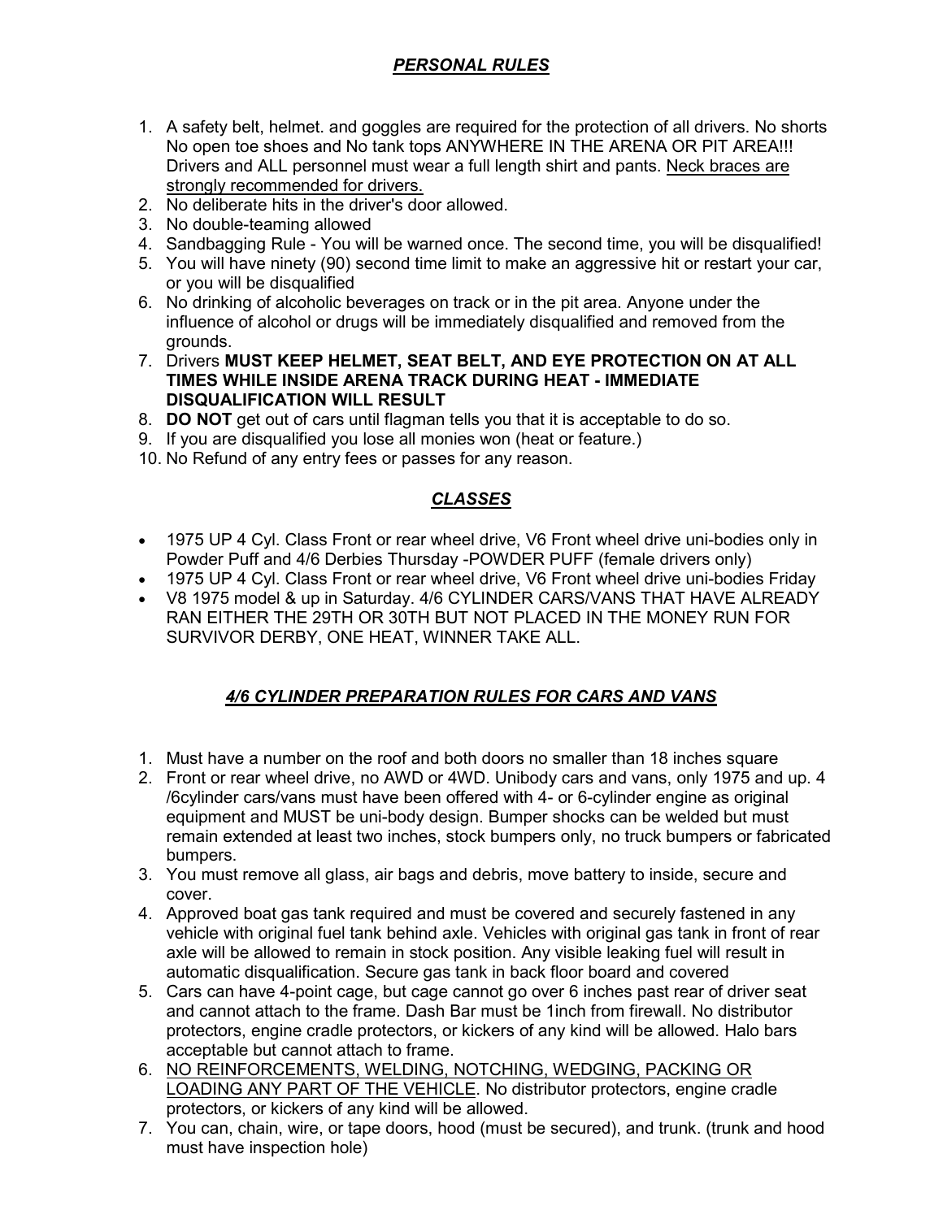## ***PERSONAL RULES***

1. A safety belt, helmet. and goggles are required for the protection of all drivers. No shorts No open toe shoes and No tank tops ANYWHERE IN THE ARENA OR PIT AREA!!! Drivers and ALL personnel must wear a full length shirt and pants. <u>Neck braces are strongly recommended for drivers.</u>
2. No deliberate hits in the driver's door allowed.
3. No double-teaming allowed
4. Sandbagging Rule - You will be warned once. The second time, you will be disqualified!
5. You will have ninety (90) second time limit to make an aggressive hit or restart your car, or you will be disqualified
6. No drinking of alcoholic beverages on track or in the pit area. Anyone under the influence of alcohol or drugs will be immediately disqualified and removed from the grounds.
7. Drivers **MUST KEEP HELMET, SEAT BELT, AND EYE PROTECTION ON AT ALL TIMES WHILE INSIDE ARENA TRACK DURING HEAT - IMMEDIATE DISQUALIFICATION WILL RESULT**
8. **DO NOT** get out of cars until flagman tells you that it is acceptable to do so.
9. If you are disqualified you lose all monies won (heat or feature.)
10. No Refund of any entry fees or passes for any reason.

## ***CLASSES***

- 1975 UP 4 Cyl. Class Front or rear wheel drive, V6 Front wheel drive uni-bodies only in Powder Puff and 4/6 Derbies Thursday -POWDER PUFF (female drivers only)
- 1975 UP 4 Cyl. Class Front or rear wheel drive, V6 Front wheel drive uni-bodies Friday
- V8 1975 model & up in Saturday. 4/6 CYLINDER CARS/VANS THAT HAVE ALREADY RAN EITHER THE 29TH OR 30TH BUT NOT PLACED IN THE MONEY RUN FOR SURVIVOR DERBY, ONE HEAT, WINNER TAKE ALL.

## ***4/6 CYLINDER PREPARATION RULES FOR CARS AND VANS***

1. Must have a number on the roof and both doors no smaller than 18 inches square
2. Front or rear wheel drive, no AWD or 4WD. Unibody cars and vans, only 1975 and up. 4 /6cylinder cars/vans must have been offered with 4- or 6-cylinder engine as original equipment and MUST be uni-body design. Bumper shocks can be welded but must remain extended at least two inches, stock bumpers only, no truck bumpers or fabricated bumpers.
3. You must remove all glass, air bags and debris, move battery to inside, secure and cover.
4. Approved boat gas tank required and must be covered and securely fastened in any vehicle with original fuel tank behind axle. Vehicles with original gas tank in front of rear axle will be allowed to remain in stock position. Any visible leaking fuel will result in automatic disqualification. Secure gas tank in back floor board and covered
5. Cars can have 4-point cage, but cage cannot go over 6 inches past rear of driver seat and cannot attach to the frame. Dash Bar must be 1inch from firewall. No distributor protectors, engine cradle protectors, or kickers of any kind will be allowed. Halo bars acceptable but cannot attach to frame.
6. <u>NO REINFORCEMENTS, WELDING, NOTCHING, WEDGING, PACKING OR LOADING ANY PART OF THE VEHICLE</u>. No distributor protectors, engine cradle protectors, or kickers of any kind will be allowed.
7. You can, chain, wire, or tape doors, hood (must be secured), and trunk. (trunk and hood must have inspection hole)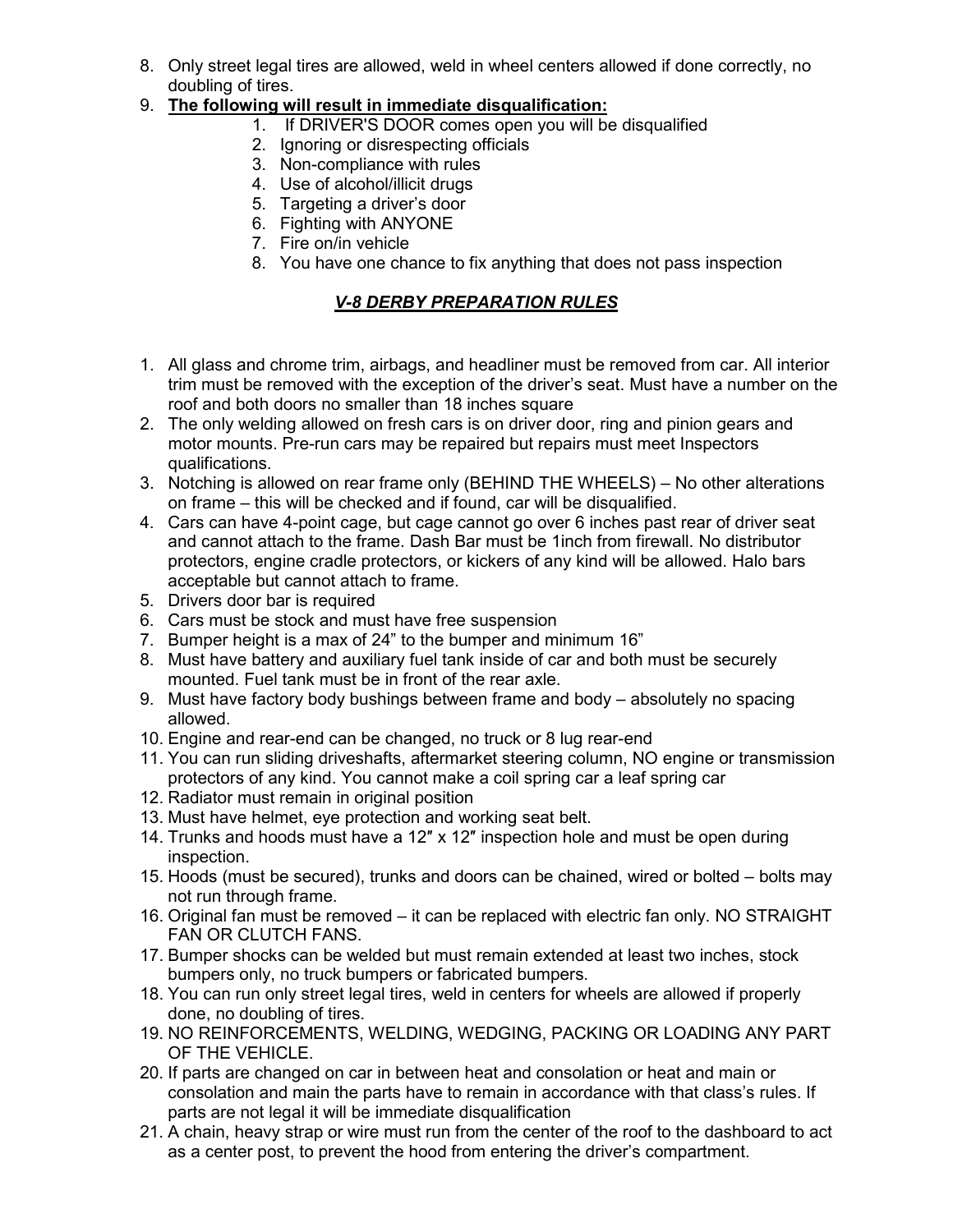8. Only street legal tires are allowed, weld in wheel centers allowed if done correctly, no doubling of tires.
9. **The following will result in immediate disqualification:**
    1. If DRIVER'S DOOR comes open you will be disqualified
    2. Ignoring or disrespecting officials
    3. Non-compliance with rules
    4. Use of alcohol/illicit drugs
    5. Targeting a driver's door
    6. Fighting with ANYONE
    7. Fire on/in vehicle
    8. You have one chance to fix anything that does not pass inspection

## ***V-8 DERBY PREPARATION RULES***

1. All glass and chrome trim, airbags, and headliner must be removed from car. All interior trim must be removed with the exception of the driver's seat. Must have a number on the roof and both doors no smaller than 18 inches square
2. The only welding allowed on fresh cars is on driver door, ring and pinion gears and motor mounts. Pre-run cars may be repaired but repairs must meet Inspectors qualifications.
3. Notching is allowed on rear frame only (BEHIND THE WHEELS) – No other alterations on frame – this will be checked and if found, car will be disqualified.
4. Cars can have 4-point cage, but cage cannot go over 6 inches past rear of driver seat and cannot attach to the frame. Dash Bar must be 1inch from firewall. No distributor protectors, engine cradle protectors, or kickers of any kind will be allowed. Halo bars acceptable but cannot attach to frame.
5. Drivers door bar is required
6. Cars must be stock and must have free suspension
7. Bumper height is a max of 24" to the bumper and minimum 16"
8. Must have battery and auxiliary fuel tank inside of car and both must be securely mounted. Fuel tank must be in front of the rear axle.
9. Must have factory body bushings between frame and body – absolutely no spacing allowed.
10. Engine and rear-end can be changed, no truck or 8 lug rear-end
11. You can run sliding driveshafts, aftermarket steering column, NO engine or transmission protectors of any kind. You cannot make a coil spring car a leaf spring car
12. Radiator must remain in original position
13. Must have helmet, eye protection and working seat belt.
14. Trunks and hoods must have a 12″ x 12″ inspection hole and must be open during inspection.
15. Hoods (must be secured), trunks and doors can be chained, wired or bolted – bolts may not run through frame.
16. Original fan must be removed – it can be replaced with electric fan only. NO STRAIGHT FAN OR CLUTCH FANS.
17. Bumper shocks can be welded but must remain extended at least two inches, stock bumpers only, no truck bumpers or fabricated bumpers.
18. You can run only street legal tires, weld in centers for wheels are allowed if properly done, no doubling of tires.
19. NO REINFORCEMENTS, WELDING, WEDGING, PACKING OR LOADING ANY PART OF THE VEHICLE.
20. If parts are changed on car in between heat and consolation or heat and main or consolation and main the parts have to remain in accordance with that class's rules. If parts are not legal it will be immediate disqualification
21. A chain, heavy strap or wire must run from the center of the roof to the dashboard to act as a center post, to prevent the hood from entering the driver's compartment.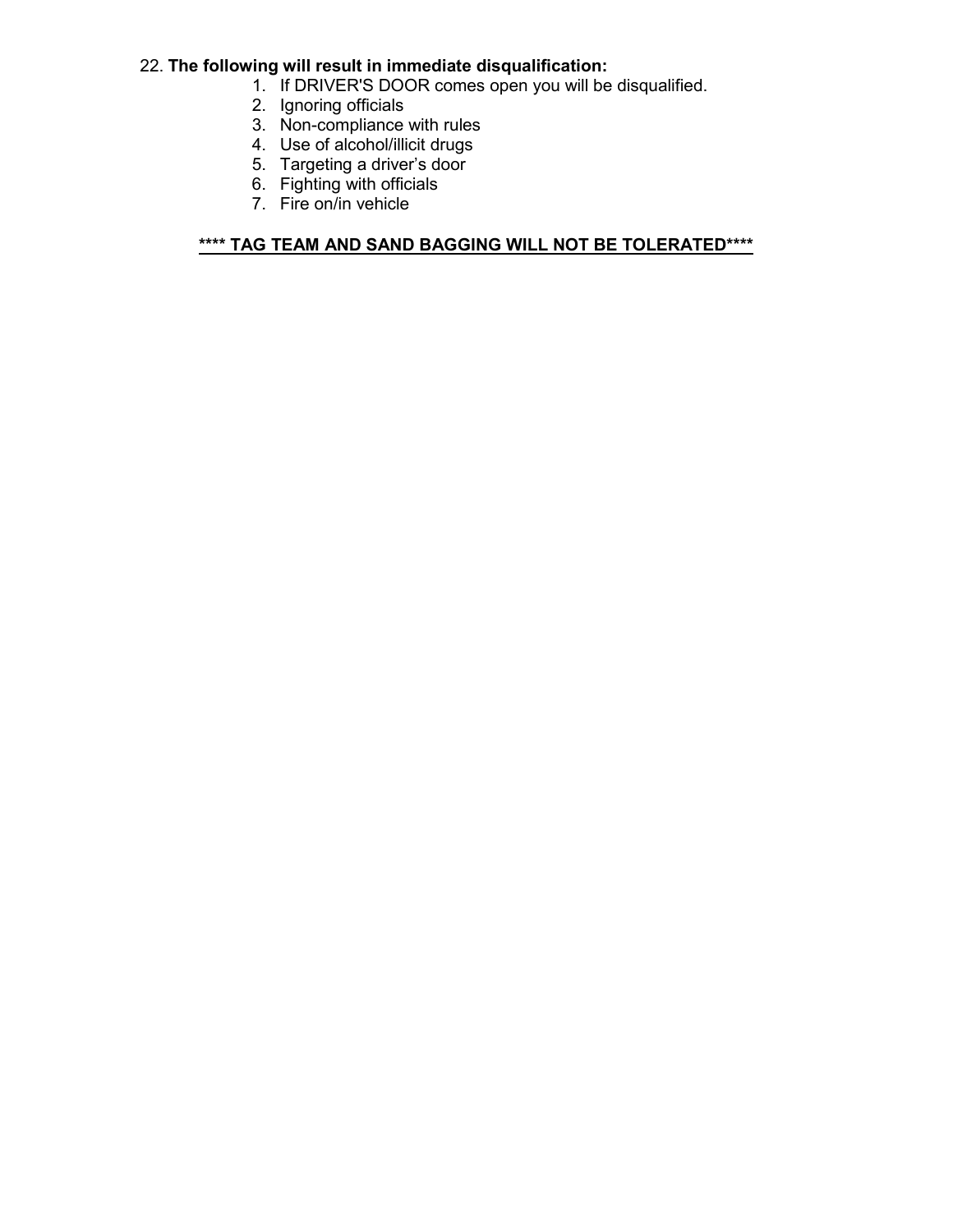22. **The following will result in immediate disqualification:**

   1. If DRIVER'S DOOR comes open you will be disqualified.
   2. Ignoring officials
   3. Non-compliance with rules
   4. Use of alcohol/illicit drugs
   5. Targeting a driver's door
   6. Fighting with officials
   7. Fire on/in vehicle

**<u>**** TAG TEAM AND SAND BAGGING WILL NOT BE TOLERATED****</u>**